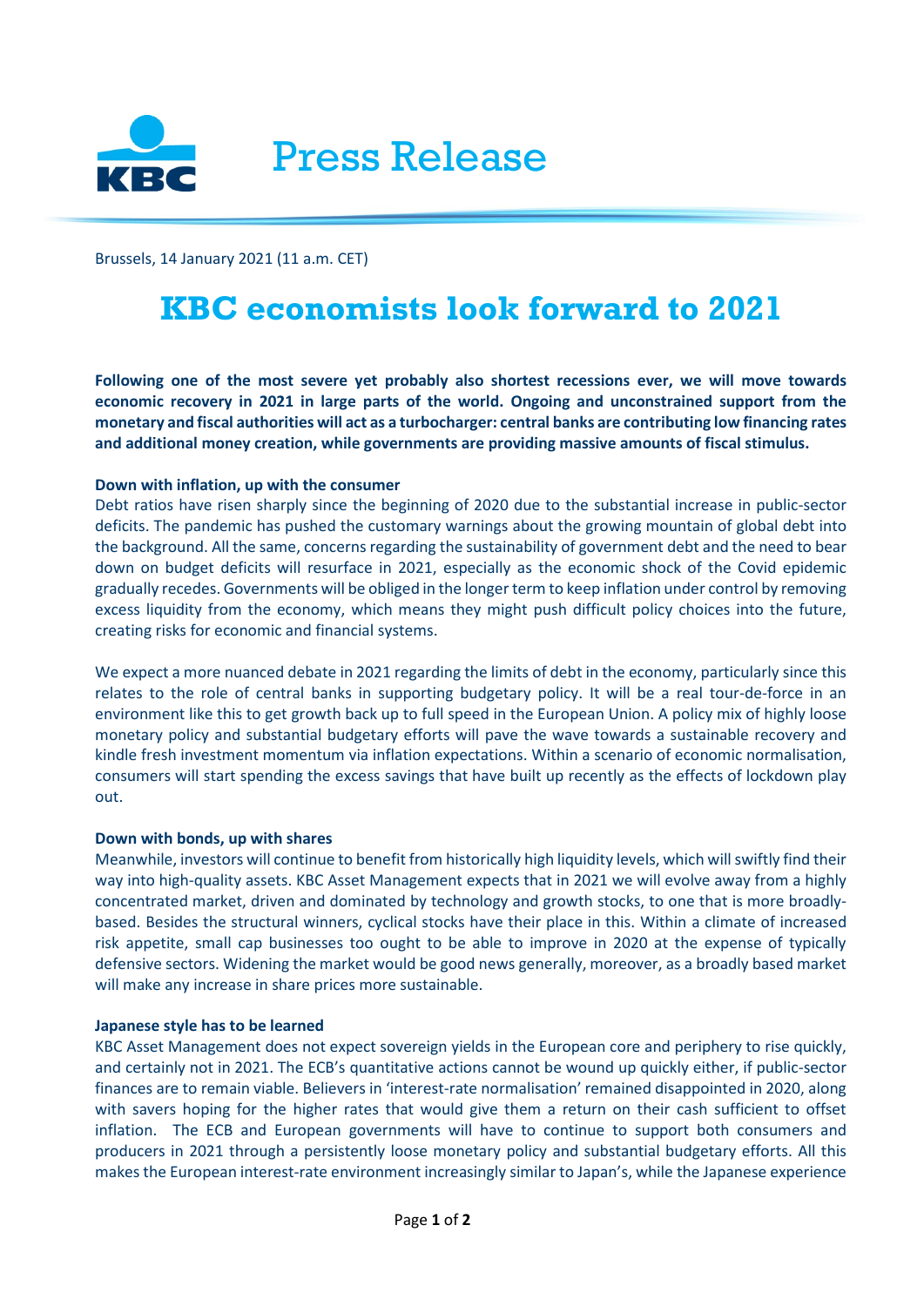Press Release

Brussels, 14 January 2021 (11 a.m. CET)

# KBC economists look forward to 2021

**Following one of the most severe yet probably also shortest recessions ever, we will move towards economic recovery in 2021 in large parts of the world. Ongoing and unconstrained support from the monetary and fiscal authorities will act as a turbocharger: central banks are contributing low financing rates and additional money creation, while governments are providing massive amounts of fiscal stimulus.**

**Down with inflation, up with the consumer**

Debt ratios have risen sharply since the beginning of 2020 due to the substantial increase in public-sector deficits. The pandemic has pushed the customary warnings about the growing mountain of global debt into the background. All the same, concerns regarding the sustainability of government debt and the need to bear down on budget deficits will resurface in 2021, especially as the economic shock of the Covid epidemic gradually recedes. Governments will be obliged in the longer term to keep inflation under control by removing excess liquidity from the economy, which means they might push difficult policy choices into the future, creating risks for economic and financial systems.

We expect a more nuanced debate in 2021 regarding the limits of debt in the economy, particularly since this relates to the role of central banks in supporting budgetary policy. It will be a real tour-de-force in an environment like this to get growth back up to full speed in the European Union. A policy mix of highly loose monetary policy and substantial budgetary efforts will pave the wave towards a sustainable recovery and kindle fresh investment momentum via inflation expectations. Within a scenario of economic normalisation, consumers will start spending the excess savings that have built up recently as the effects of lockdown play out.

**Down with bonds, up with shares**

Meanwhile, investors will continue to benefit from historically high liquidity levels, which will swiftly find their way into high-quality assets. KBC Asset Management expects that in 2021 we will evolve away from a highly concentrated market, driven and dominated by technology and growth stocks, to one that is more broadly-based. Besides the structural winners, cyclical stocks have their place in this. Within a climate of increased risk appetite, small cap businesses too ought to be able to improve in 2020 at the expense of typically defensive sectors. Widening the market would be good news generally, moreover, as a broadly based market will make any increase in share prices more sustainable.

**Japanese style has to be learned**

KBC Asset Management does not expect sovereign yields in the European core and periphery to rise quickly, and certainly not in 2021. The ECB's quantitative actions cannot be wound up quickly either, if public-sector finances are to remain viable. Believers in 'interest-rate normalisation' remained disappointed in 2020, along with savers hoping for the higher rates that would give them a return on their cash sufficient to offset inflation. The ECB and European governments will have to continue to support both consumers and producers in 2021 through a persistently loose monetary policy and substantial budgetary efforts. All this makes the European interest-rate environment increasingly similar to Japan's, while the Japanese experience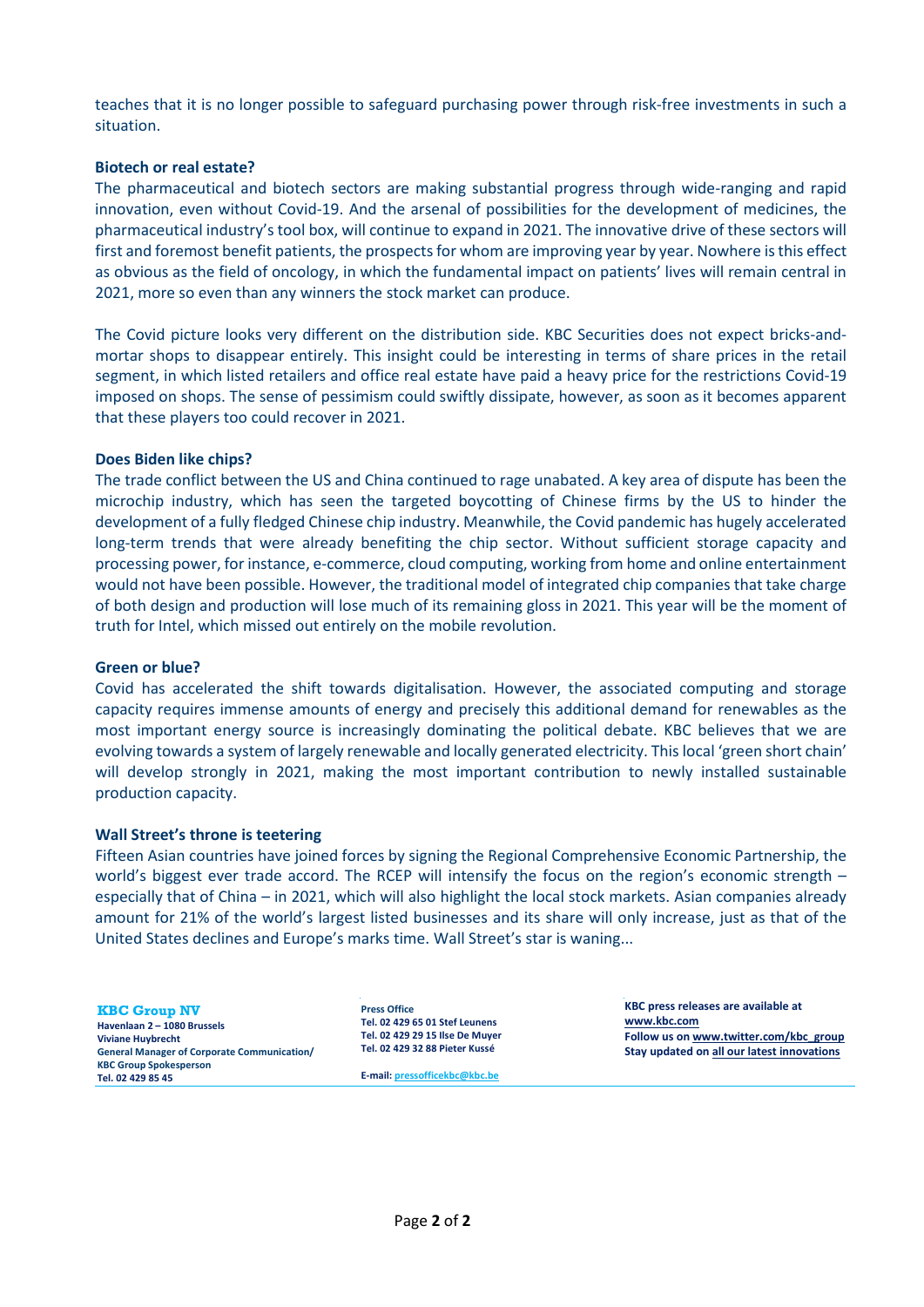teaches that it is no longer possible to safeguard purchasing power through risk-free investments in such a situation.

**Biotech or real estate?**

The pharmaceutical and biotech sectors are making substantial progress through wide-ranging and rapid innovation, even without Covid-19. And the arsenal of possibilities for the development of medicines, the pharmaceutical industry's tool box, will continue to expand in 2021. The innovative drive of these sectors will first and foremost benefit patients, the prospects for whom are improving year by year. Nowhere is this effect as obvious as the field of oncology, in which the fundamental impact on patients' lives will remain central in 2021, more so even than any winners the stock market can produce.

The Covid picture looks very different on the distribution side. KBC Securities does not expect bricks-and-mortar shops to disappear entirely. This insight could be interesting in terms of share prices in the retail segment, in which listed retailers and office real estate have paid a heavy price for the restrictions Covid-19 imposed on shops. The sense of pessimism could swiftly dissipate, however, as soon as it becomes apparent that these players too could recover in 2021.

**Does Biden like chips?**

The trade conflict between the US and China continued to rage unabated. A key area of dispute has been the microchip industry, which has seen the targeted boycotting of Chinese firms by the US to hinder the development of a fully fledged Chinese chip industry. Meanwhile, the Covid pandemic has hugely accelerated long-term trends that were already benefiting the chip sector. Without sufficient storage capacity and processing power, for instance, e-commerce, cloud computing, working from home and online entertainment would not have been possible. However, the traditional model of integrated chip companies that take charge of both design and production will lose much of its remaining gloss in 2021. This year will be the moment of truth for Intel, which missed out entirely on the mobile revolution.

**Green or blue?**

Covid has accelerated the shift towards digitalisation. However, the associated computing and storage capacity requires immense amounts of energy and precisely this additional demand for renewables as the most important energy source is increasingly dominating the political debate. KBC believes that we are evolving towards a system of largely renewable and locally generated electricity. This local 'green short chain' will develop strongly in 2021, making the most important contribution to newly installed sustainable production capacity.

**Wall Street's throne is teetering**

Fifteen Asian countries have joined forces by signing the Regional Comprehensive Economic Partnership, the world's biggest ever trade accord. The RCEP will intensify the focus on the region's economic strength – especially that of China – in 2021, which will also highlight the local stock markets. Asian companies already amount for 21% of the world's largest listed businesses and its share will only increase, just as that of the United States declines and Europe's marks time. Wall Street's star is waning...

**KBC Group NV**
Havenlaan 2 – 1080 Brussels
Viviane Huybrecht
General Manager of Corporate Communication/
KBC Group Spokesperson
Tel. 02 429 85 45

**Press Office**
Tel. 02 429 65 01 Stef Leunens
Tel. 02 429 29 15 Ilse De Muyer
Tel. 02 429 32 88 Pieter Kussé

E-mail: pressofficekbc@kbc.be

KBC press releases are available at www.kbc.com
Follow us on www.twitter.com/kbc_group
Stay updated on all our latest innovations